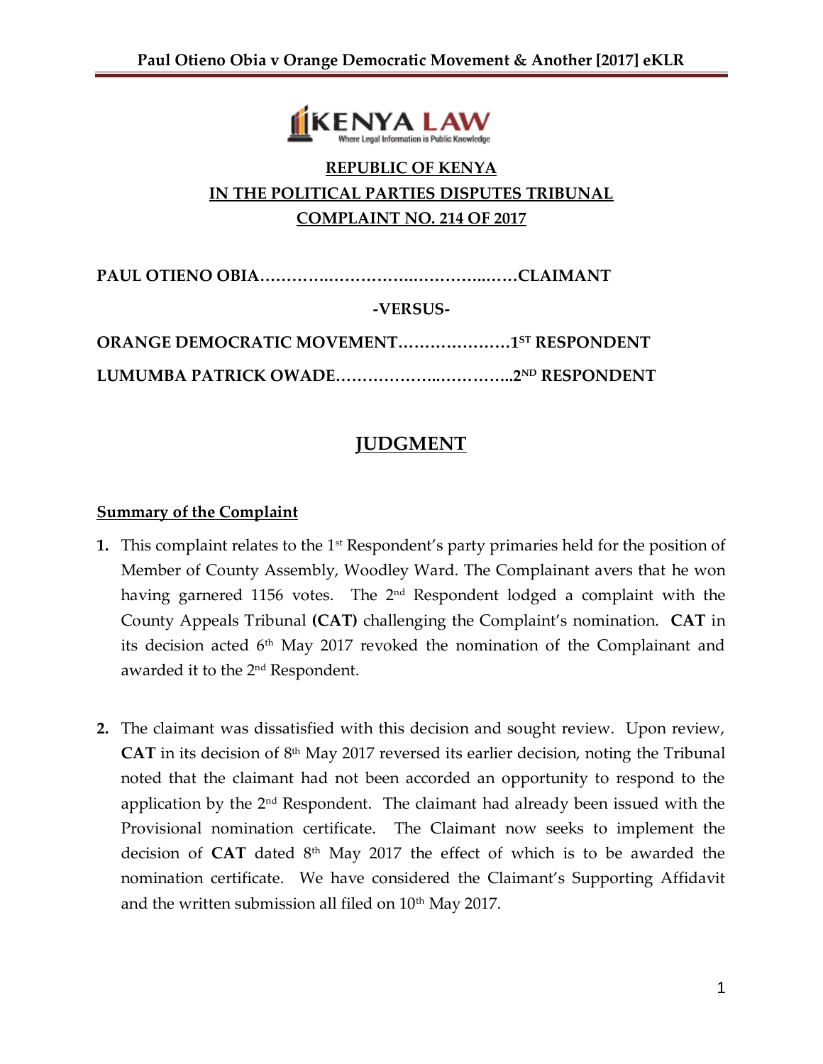**REPUBLIC OF KENYA**

**IN THE POLITICAL PARTIES DISPUTES TRIBUNAL**

**COMPLAINT NO. 214 OF 2017**

**PAUL OTIENO OBIA……………………………………………CLAIMANT**

**-VERSUS-**

**ORANGE DEMOCRATIC MOVEMENT…………………1ST RESPONDENT**

**LUMUMBA PATRICK OWADE……………………………..2ND RESPONDENT**

# JUDGMENT

## Summary of the Complaint

1. This complaint relates to the 1st Respondent's party primaries held for the position of Member of County Assembly, Woodley Ward. The Complainant avers that he won having garnered 1156 votes. The 2nd Respondent lodged a complaint with the County Appeals Tribunal **(CAT)** challenging the Complaint's nomination. **CAT** in its decision acted 6th May 2017 revoked the nomination of the Complainant and awarded it to the 2nd Respondent.

2. The claimant was dissatisfied with this decision and sought review. Upon review, **CAT** in its decision of 8th May 2017 reversed its earlier decision, noting the Tribunal noted that the claimant had not been accorded an opportunity to respond to the application by the 2nd Respondent. The claimant had already been issued with the Provisional nomination certificate. The Claimant now seeks to implement the decision of **CAT** dated 8th May 2017 the effect of which is to be awarded the nomination certificate. We have considered the Claimant's Supporting Affidavit and the written submission all filed on 10th May 2017.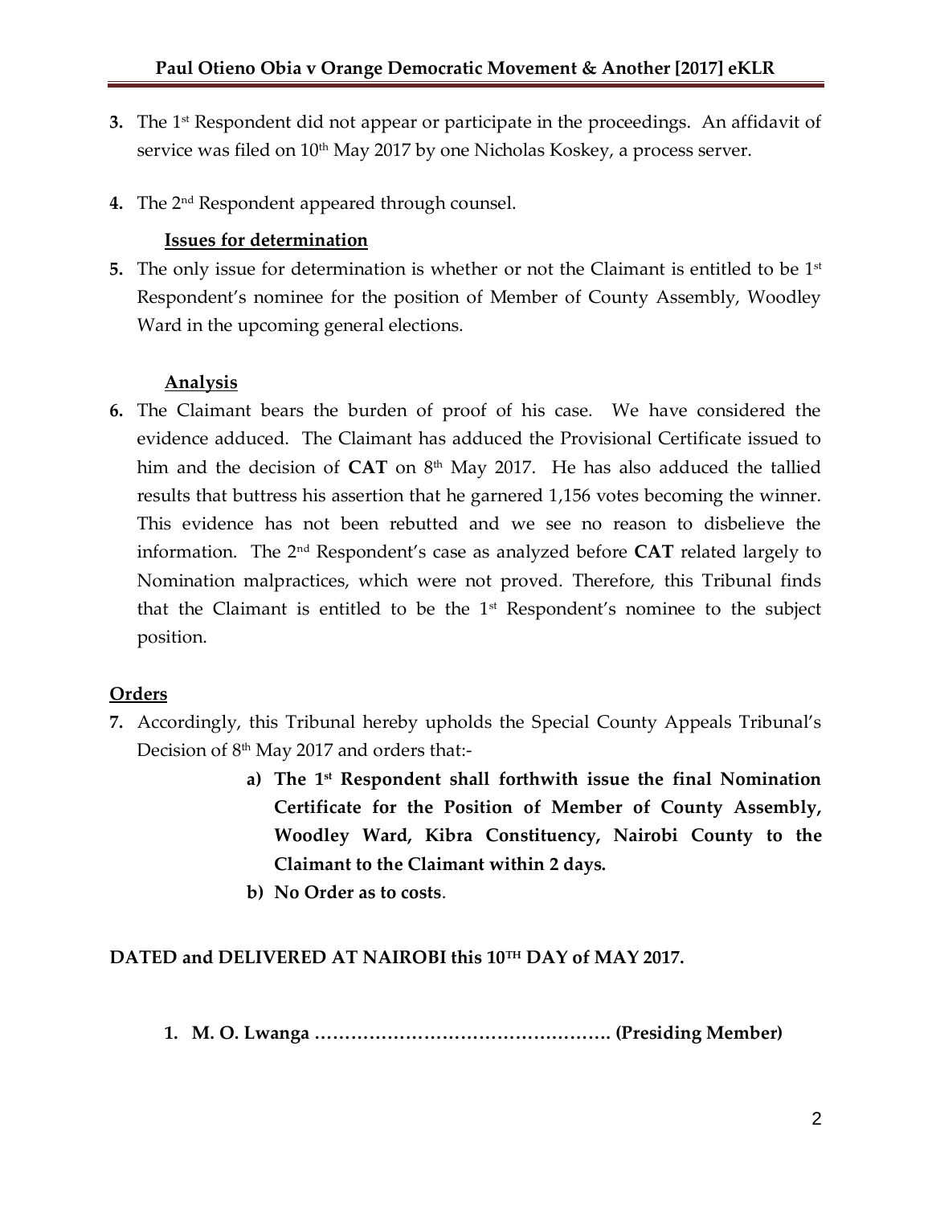**3.** The 1st Respondent did not appear or participate in the proceedings. An affidavit of service was filed on 10th May 2017 by one Nicholas Koskey, a process server.

**4.** The 2nd Respondent appeared through counsel.

**Issues for determination**

**5.** The only issue for determination is whether or not the Claimant is entitled to be 1st Respondent's nominee for the position of Member of County Assembly, Woodley Ward in the upcoming general elections.

**Analysis**

**6.** The Claimant bears the burden of proof of his case. We have considered the evidence adduced. The Claimant has adduced the Provisional Certificate issued to him and the decision of **CAT** on 8th May 2017. He has also adduced the tallied results that buttress his assertion that he garnered 1,156 votes becoming the winner. This evidence has not been rebutted and we see no reason to disbelieve the information. The 2nd Respondent's case as analyzed before **CAT** related largely to Nomination malpractices, which were not proved. Therefore, this Tribunal finds that the Claimant is entitled to be the 1st Respondent's nominee to the subject position.

**Orders**

**7.** Accordingly, this Tribunal hereby upholds the Special County Appeals Tribunal's Decision of 8th May 2017 and orders that:-

a) **The 1st Respondent shall forthwith issue the final Nomination Certificate for the Position of Member of County Assembly, Woodley Ward, Kibra Constituency, Nairobi County to the Claimant to the Claimant within 2 days.**

b) **No Order as to costs**.

**DATED and DELIVERED AT NAIROBI this 10TH DAY of MAY 2017.**

1. **M. O. Lwanga …………………………………………. (Presiding Member)**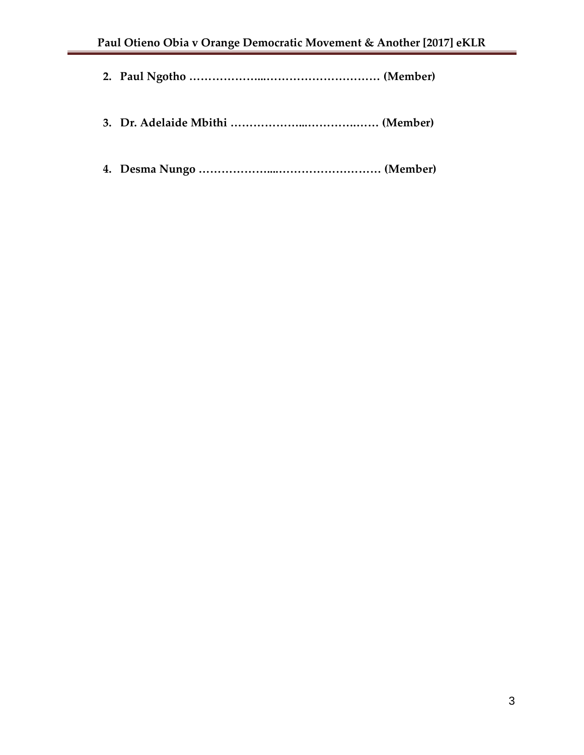2. **Paul Ngotho ………………...…………………………. (Member)**

3. **Dr. Adelaide Mbithi ………………...……………..…… (Member)**

4. **Desma Nungo ……………….....………………………. (Member)**